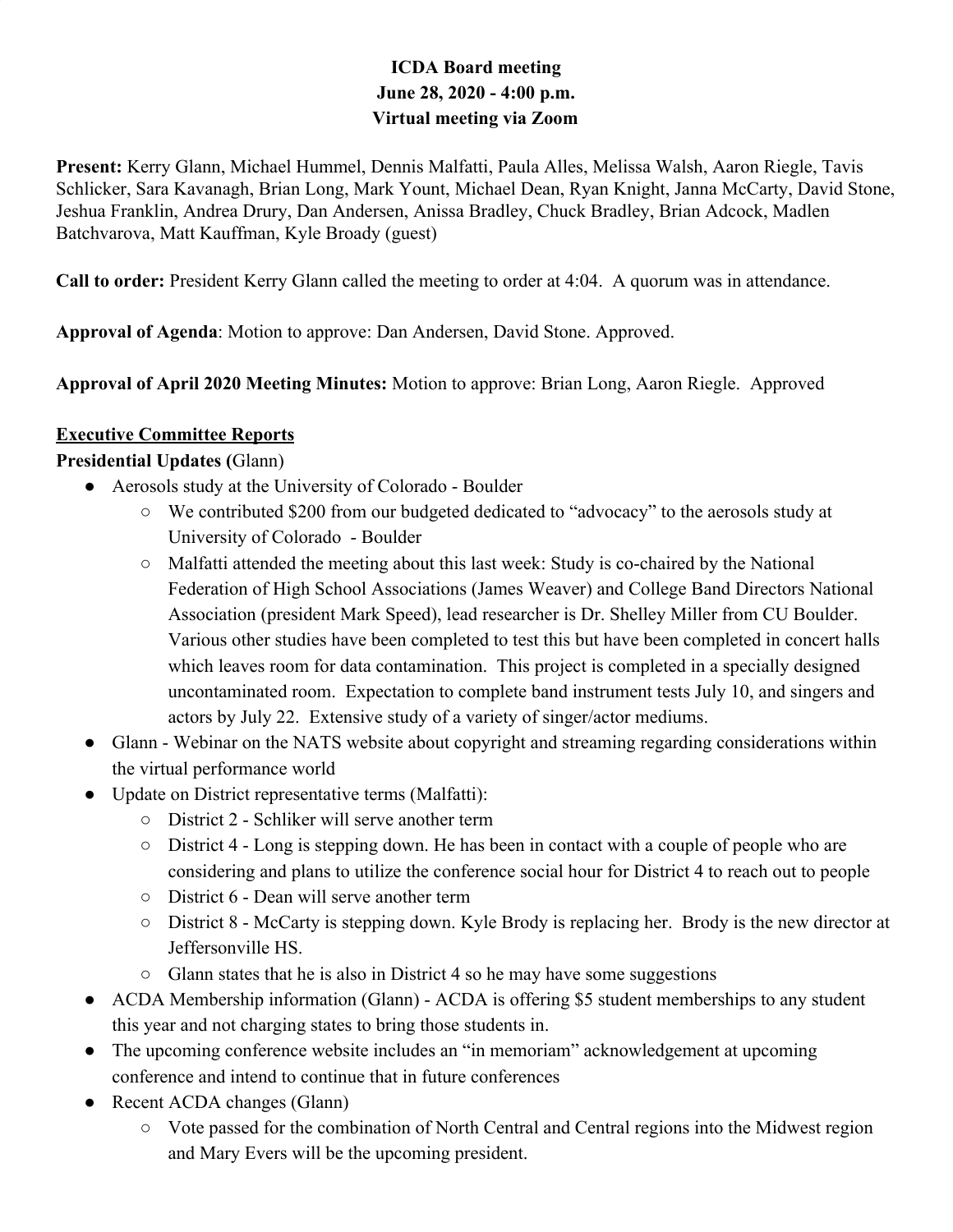**ICDA Board meeting**
**June 28, 2020 - 4:00 p.m.**
**Virtual meeting via Zoom**

**Present:** Kerry Glann, Michael Hummel, Dennis Malfatti, Paula Alles, Melissa Walsh, Aaron Riegle, Tavis Schlicker, Sara Kavanagh, Brian Long, Mark Yount, Michael Dean, Ryan Knight, Janna McCarty, David Stone, Jeshua Franklin, Andrea Drury, Dan Andersen, Anissa Bradley, Chuck Bradley, Brian Adcock, Madlen Batchvarova, Matt Kauffman, Kyle Broady (guest)

**Call to order:** President Kerry Glann called the meeting to order at 4:04. A quorum was in attendance.

**Approval of Agenda**: Motion to approve: Dan Andersen, David Stone. Approved.

**Approval of April 2020 Meeting Minutes:** Motion to approve: Brian Long, Aaron Riegle. Approved

**Executive Committee Reports**

**Presidential Updates (**Glann)

- Aerosols study at the University of Colorado - Boulder
  - We contributed $200 from our budgeted dedicated to "advocacy" to the aerosols study at University of Colorado - Boulder
  - Malfatti attended the meeting about this last week: Study is co-chaired by the National Federation of High School Associations (James Weaver) and College Band Directors National Association (president Mark Speed), lead researcher is Dr. Shelley Miller from CU Boulder. Various other studies have been completed to test this but have been completed in concert halls which leaves room for data contamination. This project is completed in a specially designed uncontaminated room. Expectation to complete band instrument tests July 10, and singers and actors by July 22. Extensive study of a variety of singer/actor mediums.
- Glann - Webinar on the NATS website about copyright and streaming regarding considerations within the virtual performance world
- Update on District representative terms (Malfatti):
  - District 2 - Schliker will serve another term
  - District 4 - Long is stepping down. He has been in contact with a couple of people who are considering and plans to utilize the conference social hour for District 4 to reach out to people
  - District 6 - Dean will serve another term
  - District 8 - McCarty is stepping down. Kyle Brody is replacing her. Brody is the new director at Jeffersonville HS.
  - Glann states that he is also in District 4 so he may have some suggestions
- ACDA Membership information (Glann) - ACDA is offering $5 student memberships to any student this year and not charging states to bring those students in.
- The upcoming conference website includes an "in memoriam" acknowledgement at upcoming conference and intend to continue that in future conferences
- Recent ACDA changes (Glann)
  - Vote passed for the combination of North Central and Central regions into the Midwest region and Mary Evers will be the upcoming president.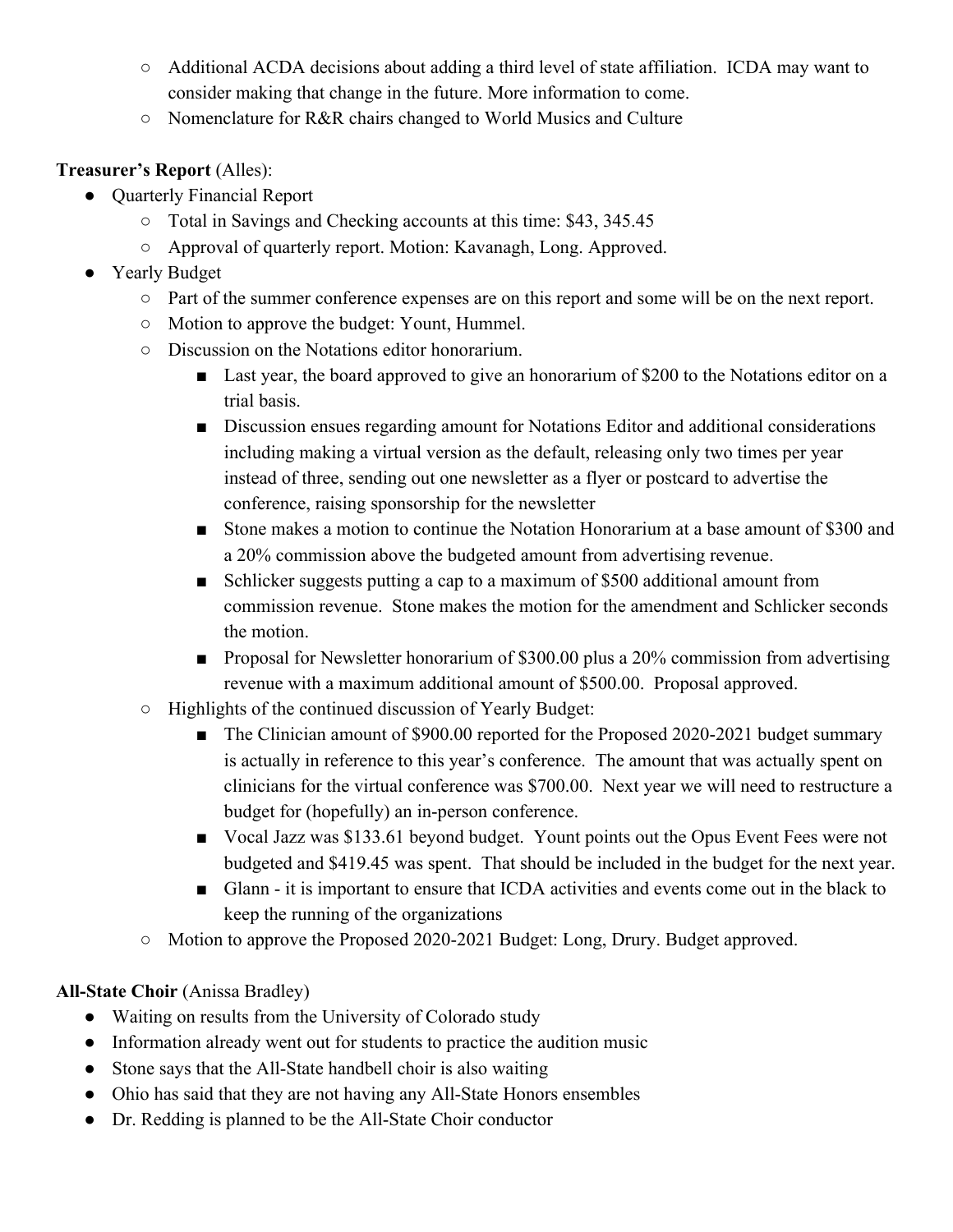- Additional ACDA decisions about adding a third level of state affiliation. ICDA may want to consider making that change in the future. More information to come.
  - Nomenclature for R&R chairs changed to World Musics and Culture

**Treasurer's Report** (Alles):

- Quarterly Financial Report
  - Total in Savings and Checking accounts at this time: $43, 345.45
  - Approval of quarterly report. Motion: Kavanagh, Long. Approved.
- Yearly Budget
  - Part of the summer conference expenses are on this report and some will be on the next report.
  - Motion to approve the budget: Yount, Hummel.
  - Discussion on the Notations editor honorarium.
    - Last year, the board approved to give an honorarium of $200 to the Notations editor on a trial basis.
    - Discussion ensues regarding amount for Notations Editor and additional considerations including making a virtual version as the default, releasing only two times per year instead of three, sending out one newsletter as a flyer or postcard to advertise the conference, raising sponsorship for the newsletter
    - Stone makes a motion to continue the Notation Honorarium at a base amount of $300 and a 20% commission above the budgeted amount from advertising revenue.
    - Schlicker suggests putting a cap to a maximum of $500 additional amount from commission revenue. Stone makes the motion for the amendment and Schlicker seconds the motion.
    - Proposal for Newsletter honorarium of $300.00 plus a 20% commission from advertising revenue with a maximum additional amount of $500.00. Proposal approved.
  - Highlights of the continued discussion of Yearly Budget:
    - The Clinician amount of $900.00 reported for the Proposed 2020-2021 budget summary is actually in reference to this year's conference. The amount that was actually spent on clinicians for the virtual conference was $700.00. Next year we will need to restructure a budget for (hopefully) an in-person conference.
    - Vocal Jazz was $133.61 beyond budget. Yount points out the Opus Event Fees were not budgeted and $419.45 was spent. That should be included in the budget for the next year.
    - Glann - it is important to ensure that ICDA activities and events come out in the black to keep the running of the organizations
  - Motion to approve the Proposed 2020-2021 Budget: Long, Drury. Budget approved.

**All-State Choir** (Anissa Bradley)

- Waiting on results from the University of Colorado study
- Information already went out for students to practice the audition music
- Stone says that the All-State handbell choir is also waiting
- Ohio has said that they are not having any All-State Honors ensembles
- Dr. Redding is planned to be the All-State Choir conductor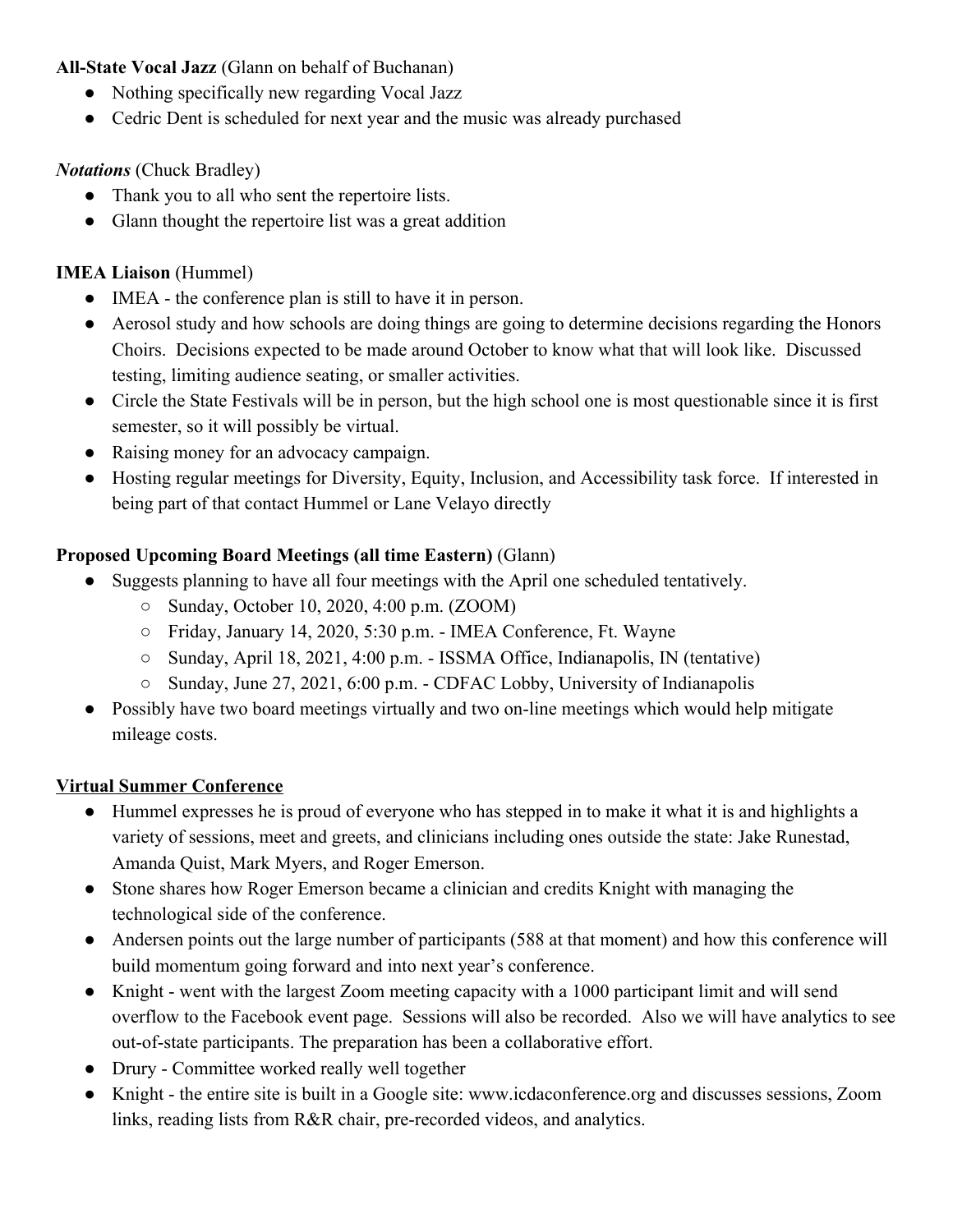**All-State Vocal Jazz** (Glann on behalf of Buchanan)

- Nothing specifically new regarding Vocal Jazz
- Cedric Dent is scheduled for next year and the music was already purchased

***Notations*** (Chuck Bradley)

- Thank you to all who sent the repertoire lists.
- Glann thought the repertoire list was a great addition

**IMEA Liaison** (Hummel)

- IMEA - the conference plan is still to have it in person.
- Aerosol study and how schools are doing things are going to determine decisions regarding the Honors Choirs. Decisions expected to be made around October to know what that will look like. Discussed testing, limiting audience seating, or smaller activities.
- Circle the State Festivals will be in person, but the high school one is most questionable since it is first semester, so it will possibly be virtual.
- Raising money for an advocacy campaign.
- Hosting regular meetings for Diversity, Equity, Inclusion, and Accessibility task force. If interested in being part of that contact Hummel or Lane Velayo directly

**Proposed Upcoming Board Meetings (all time Eastern)** (Glann)

- Suggests planning to have all four meetings with the April one scheduled tentatively.
  - Sunday, October 10, 2020, 4:00 p.m. (ZOOM)
  - Friday, January 14, 2020, 5:30 p.m. - IMEA Conference, Ft. Wayne
  - Sunday, April 18, 2021, 4:00 p.m. - ISSMA Office, Indianapolis, IN (tentative)
  - Sunday, June 27, 2021, 6:00 p.m. - CDFAC Lobby, University of Indianapolis
- Possibly have two board meetings virtually and two on-line meetings which would help mitigate mileage costs.

<u>**Virtual Summer Conference**</u>

- Hummel expresses he is proud of everyone who has stepped in to make it what it is and highlights a variety of sessions, meet and greets, and clinicians including ones outside the state: Jake Runestad, Amanda Quist, Mark Myers, and Roger Emerson.
- Stone shares how Roger Emerson became a clinician and credits Knight with managing the technological side of the conference.
- Andersen points out the large number of participants (588 at that moment) and how this conference will build momentum going forward and into next year's conference.
- Knight - went with the largest Zoom meeting capacity with a 1000 participant limit and will send overflow to the Facebook event page. Sessions will also be recorded. Also we will have analytics to see out-of-state participants. The preparation has been a collaborative effort.
- Drury - Committee worked really well together
- Knight - the entire site is built in a Google site: www.icdaconference.org and discusses sessions, Zoom links, reading lists from R&R chair, pre-recorded videos, and analytics.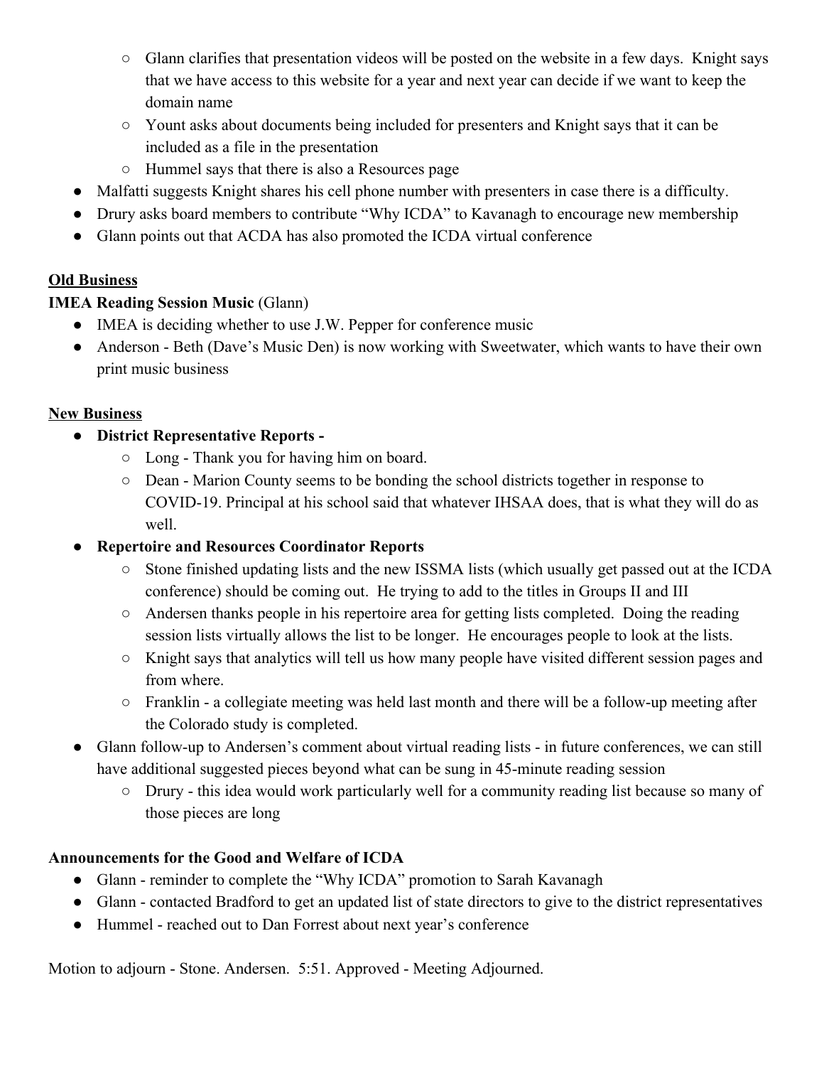- Glann clarifies that presentation videos will be posted on the website in a few days. Knight says that we have access to this website for a year and next year can decide if we want to keep the domain name
  - Yount asks about documents being included for presenters and Knight says that it can be included as a file in the presentation
  - Hummel says that there is also a Resources page
- Malfatti suggests Knight shares his cell phone number with presenters in case there is a difficulty.
- Drury asks board members to contribute "Why ICDA" to Kavanagh to encourage new membership
- Glann points out that ACDA has also promoted the ICDA virtual conference

**Old Business**

**IMEA Reading Session Music** (Glann)

- IMEA is deciding whether to use J.W. Pepper for conference music
- Anderson - Beth (Dave's Music Den) is now working with Sweetwater, which wants to have their own print music business

**New Business**

- **District Representative Reports -**
  - Long - Thank you for having him on board.
  - Dean - Marion County seems to be bonding the school districts together in response to COVID-19. Principal at his school said that whatever IHSAA does, that is what they will do as well.
- **Repertoire and Resources Coordinator Reports**
  - Stone finished updating lists and the new ISSMA lists (which usually get passed out at the ICDA conference) should be coming out. He trying to add to the titles in Groups II and III
  - Andersen thanks people in his repertoire area for getting lists completed. Doing the reading session lists virtually allows the list to be longer. He encourages people to look at the lists.
  - Knight says that analytics will tell us how many people have visited different session pages and from where.
  - Franklin - a collegiate meeting was held last month and there will be a follow-up meeting after the Colorado study is completed.
- Glann follow-up to Andersen's comment about virtual reading lists - in future conferences, we can still have additional suggested pieces beyond what can be sung in 45-minute reading session
  - Drury - this idea would work particularly well for a community reading list because so many of those pieces are long

**Announcements for the Good and Welfare of ICDA**

- Glann - reminder to complete the "Why ICDA" promotion to Sarah Kavanagh
- Glann - contacted Bradford to get an updated list of state directors to give to the district representatives
- Hummel - reached out to Dan Forrest about next year's conference

Motion to adjourn - Stone. Andersen. 5:51. Approved - Meeting Adjourned.